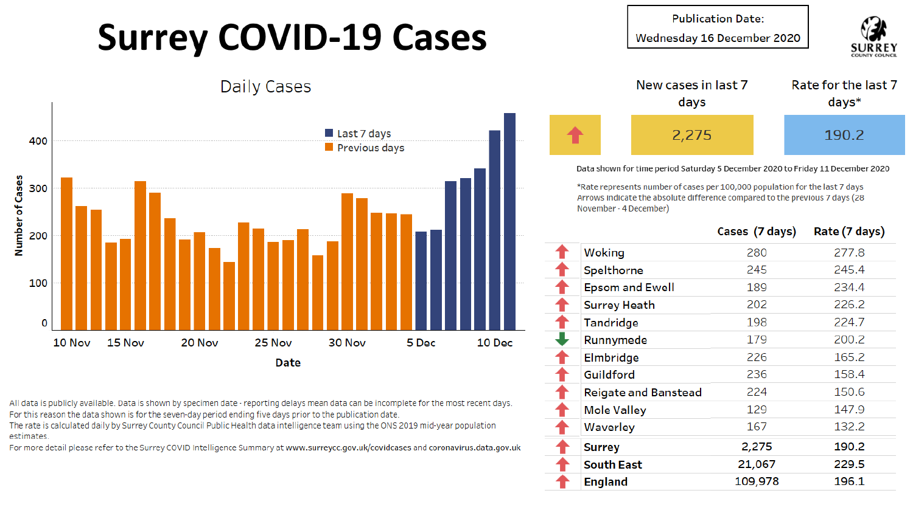# Surrey COVID-19 Cases

Publication Date: Wednesday 16 December 2020

SURREY COUNTY COUNCIL

## Daily Cases

Last 7 days
Previous days

Number of Cases

Date

| | New cases in last 7 days | Rate for the last 7 days* |
|---|---|---|
| ↑ | 2,275 | 190.2 |

Data shown for time period Saturday 5 December 2020 to Friday 11 December 2020

*Rate represents number of cases per 100,000 population for the last 7 days
Arrows indicate the absolute difference compared to the previous 7 days (28 November - 4 December)

| | | Cases (7 days) | Rate (7 days) |
|---|---|---|---|
| ↑ | Woking | 280 | 277.8 |
| ↑ | Spelthorne | 245 | 245.4 |
| ↑ | Epsom and Ewell | 189 | 234.4 |
| ↑ | Surrey Heath | 202 | 226.2 |
| ↑ | Tandridge | 198 | 224.7 |
| ↓ | Runnymede | 179 | 200.2 |
| ↑ | Elmbridge | 226 | 165.2 |
| ↑ | Guildford | 236 | 158.4 |
| ↑ | Reigate and Banstead | 224 | 150.6 |
| ↑ | Mole Valley | 129 | 147.9 |
| ↑ | Waverley | 167 | 132.2 |
| ↑ | **Surrey** | 2,275 | 190.2 |
| ↑ | **South East** | 21,067 | 229.5 |
| ↑ | **England** | 109,978 | 196.1 |

All data is publicly available. Data is shown by specimen date - reporting delays mean data can be incomplete for the most recent days. For this reason the data shown is for the seven-day period ending five days prior to the publication date.
The rate is calculated daily by Surrey County Council Public Health data intelligence team using the ONS 2019 mid-year population estimates.
For more detail please refer to the Surrey COVID Intelligence Summary at **www.surreycc.gov.uk/covidcases** and **coronavirus.data.gov.uk**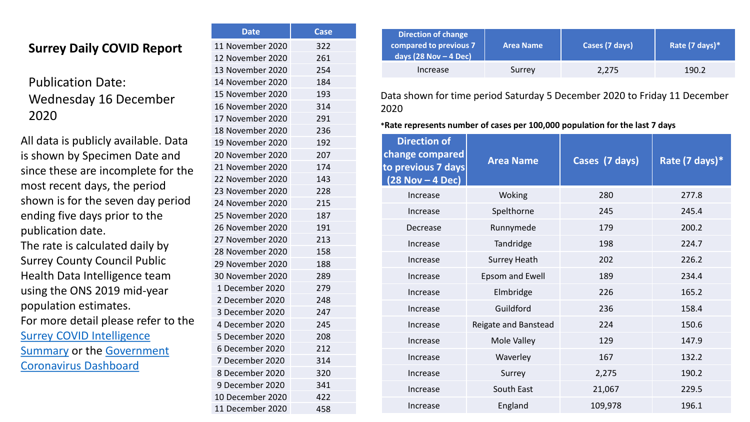# Surrey Daily COVID Report

Publication Date: Wednesday 16 December 2020

All data is publicly available. Data is shown by Specimen Date and since these are incomplete for the most recent days, the period shown is for the seven day period ending five days prior to the publication date.

The rate is calculated daily by Surrey County Council Public Health Data Intelligence team using the ONS 2019 mid-year population estimates.

For more detail please refer to the Surrey COVID Intelligence Summary or the Government Coronavirus Dashboard

| Date | Case |
|---|---|
| 11 November 2020 | 322 |
| 12 November 2020 | 261 |
| 13 November 2020 | 254 |
| 14 November 2020 | 184 |
| 15 November 2020 | 193 |
| 16 November 2020 | 314 |
| 17 November 2020 | 291 |
| 18 November 2020 | 236 |
| 19 November 2020 | 192 |
| 20 November 2020 | 207 |
| 21 November 2020 | 174 |
| 22 November 2020 | 143 |
| 23 November 2020 | 228 |
| 24 November 2020 | 215 |
| 25 November 2020 | 187 |
| 26 November 2020 | 191 |
| 27 November 2020 | 213 |
| 28 November 2020 | 158 |
| 29 November 2020 | 188 |
| 30 November 2020 | 289 |
| 1 December 2020 | 279 |
| 2 December 2020 | 248 |
| 3 December 2020 | 247 |
| 4 December 2020 | 245 |
| 5 December 2020 | 208 |
| 6 December 2020 | 212 |
| 7 December 2020 | 314 |
| 8 December 2020 | 320 |
| 9 December 2020 | 341 |
| 10 December 2020 | 422 |
| 11 December 2020 | 458 |

| Direction of change compared to previous 7 days (28 Nov – 4 Dec) | Area Name | Cases (7 days) | Rate (7 days)* |
|---|---|---|---|
| Increase | Surrey | 2,275 | 190.2 |

Data shown for time period Saturday 5 December 2020 to Friday 11 December 2020

***Rate represents number of cases per 100,000 population for the last 7 days**

| Direction of change compared to previous 7 days (28 Nov – 4 Dec) | Area Name | Cases (7 days) | Rate (7 days)* |
|---|---|---|---|
| Increase | Woking | 280 | 277.8 |
| Increase | Spelthorne | 245 | 245.4 |
| Decrease | Runnymede | 179 | 200.2 |
| Increase | Tandridge | 198 | 224.7 |
| Increase | Surrey Heath | 202 | 226.2 |
| Increase | Epsom and Ewell | 189 | 234.4 |
| Increase | Elmbridge | 226 | 165.2 |
| Increase | Guildford | 236 | 158.4 |
| Increase | Reigate and Banstead | 224 | 150.6 |
| Increase | Mole Valley | 129 | 147.9 |
| Increase | Waverley | 167 | 132.2 |
| Increase | Surrey | 2,275 | 190.2 |
| Increase | South East | 21,067 | 229.5 |
| Increase | England | 109,978 | 196.1 |